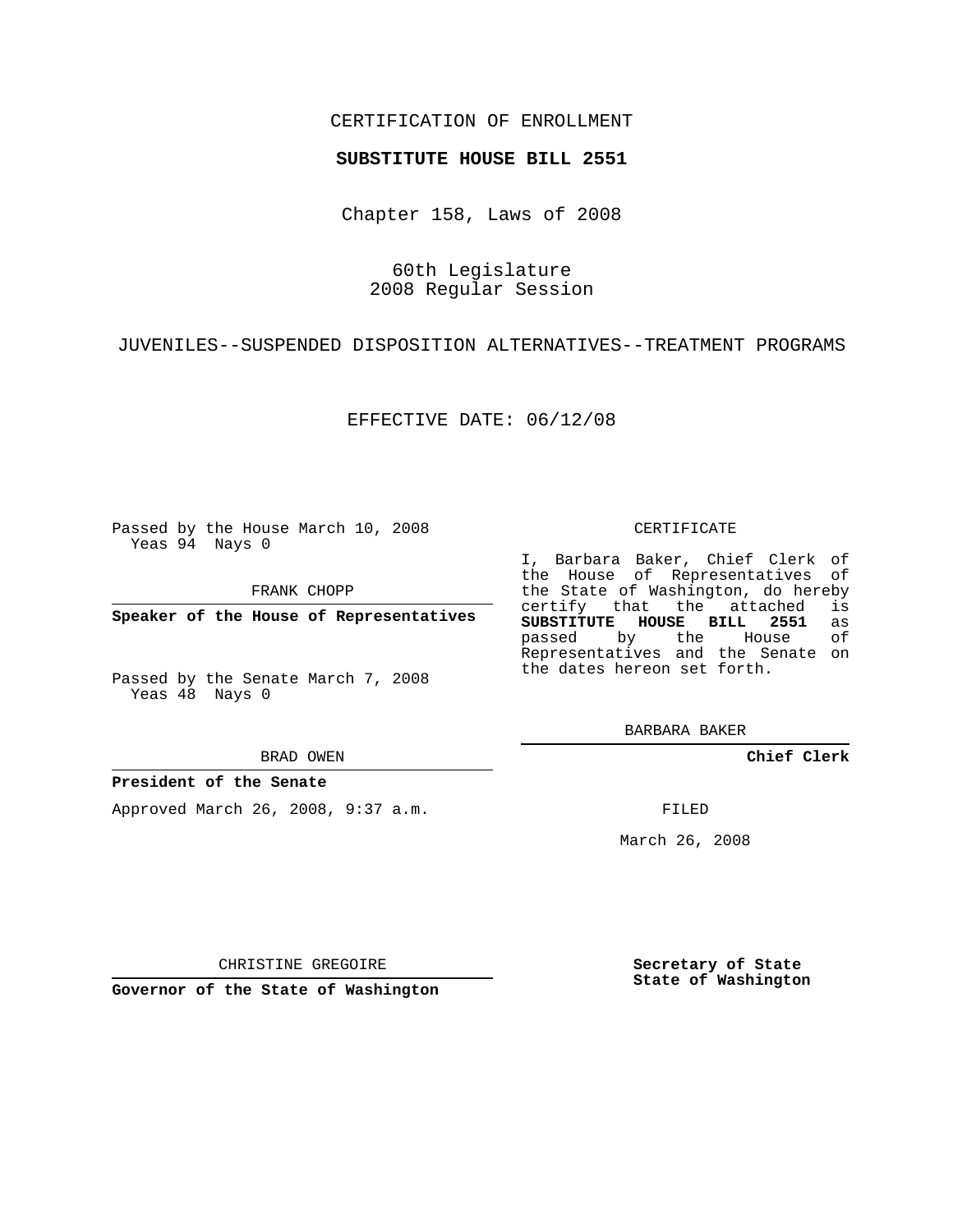CERTIFICATION OF ENROLLMENT

**SUBSTITUTE HOUSE BILL 2551**

Chapter 158, Laws of 2008

60th Legislature
2008 Regular Session

JUVENILES--SUSPENDED DISPOSITION ALTERNATIVES--TREATMENT PROGRAMS

EFFECTIVE DATE: 06/12/08

Passed by the House March 10, 2008
Yeas 94 Nays 0

FRANK CHOPP

**Speaker of the House of Representatives**

Passed by the Senate March 7, 2008
Yeas 48 Nays 0

BRAD OWEN

**President of the Senate**

Approved March 26, 2008, 9:37 a.m.

CHRISTINE GREGOIRE

**Governor of the State of Washington**

CERTIFICATE

I, Barbara Baker, Chief Clerk of the House of Representatives of the State of Washington, do hereby certify that the attached is **SUBSTITUTE HOUSE BILL 2551** as passed by the House of Representatives and the Senate on the dates hereon set forth.

BARBARA BAKER

**Chief Clerk**

FILED

March 26, 2008

**Secretary of State**
**State of Washington**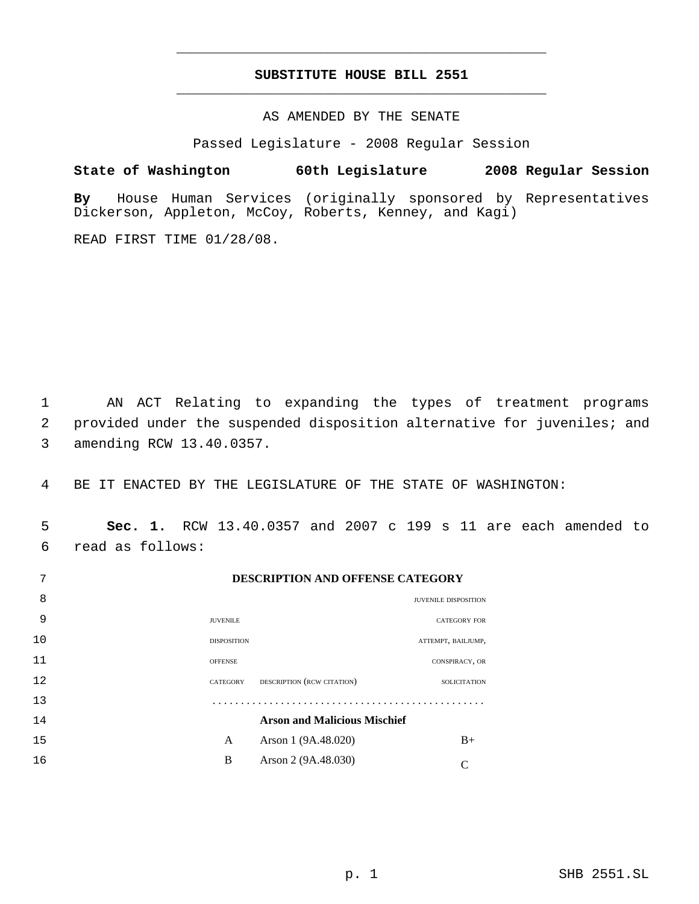# SUBSTITUTE HOUSE BILL 2551

AS AMENDED BY THE SENATE

Passed Legislature - 2008 Regular Session

**State of Washington 60th Legislature 2008 Regular Session**

**By** House Human Services (originally sponsored by Representatives Dickerson, Appleton, McCoy, Roberts, Kenney, and Kagi)

READ FIRST TIME 01/28/08.

AN ACT Relating to expanding the types of treatment programs provided under the suspended disposition alternative for juveniles; and amending RCW 13.40.0357.

BE IT ENACTED BY THE LEGISLATURE OF THE STATE OF WASHINGTON:

**Sec. 1.** RCW 13.40.0357 and 2007 c 199 s 11 are each amended to read as follows:

**DESCRIPTION AND OFFENSE CATEGORY**

| JUVENILE DISPOSITION OFFENSE CATEGORY | DESCRIPTION (RCW CITATION) | JUVENILE DISPOSITION CATEGORY FOR ATTEMPT, BAILJUMP, CONSPIRACY, OR SOLICITATION |
|---|---|---|
| | **Arson and Malicious Mischief** | |
| A | Arson 1 (9A.48.020) | B+ |
| B | Arson 2 (9A.48.030) | C |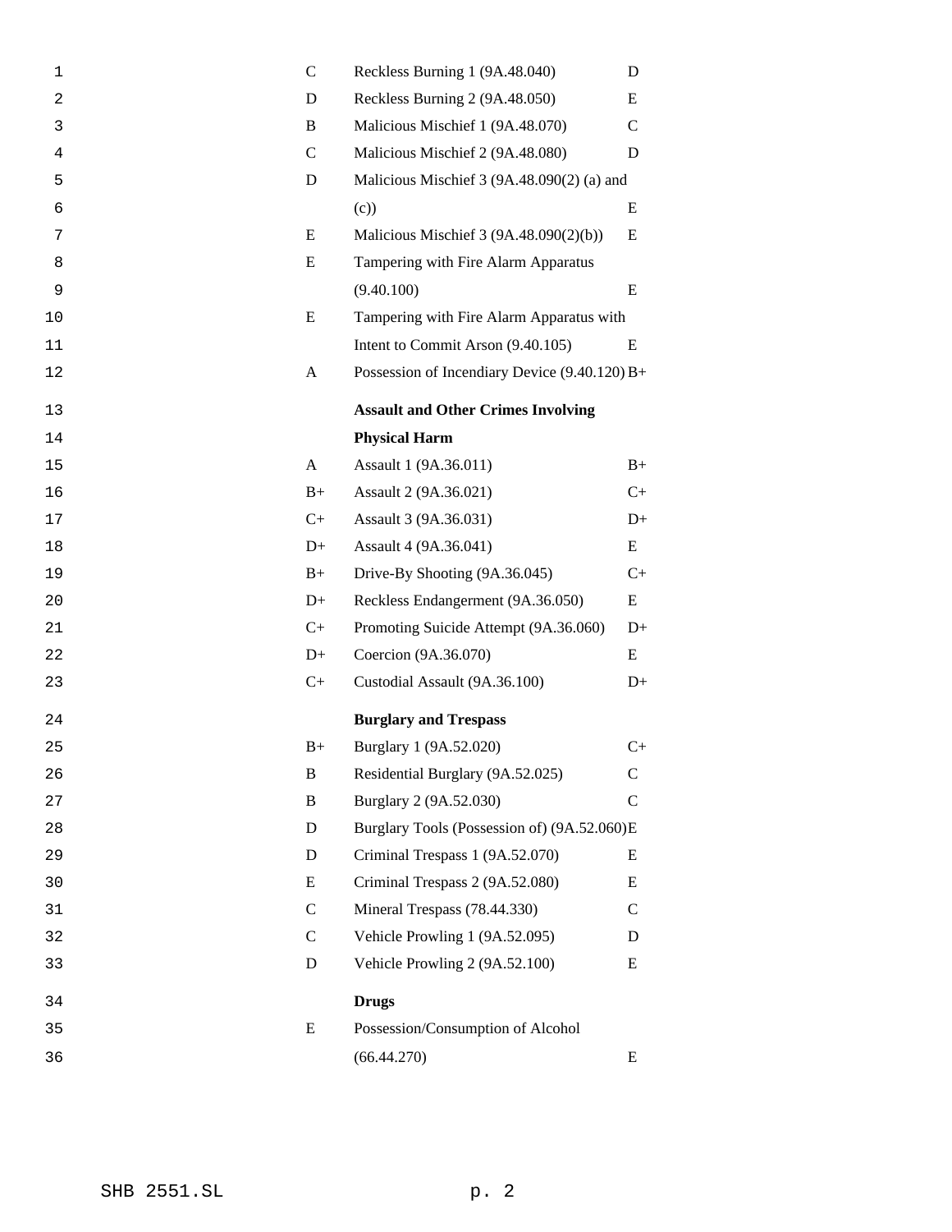| | | |
|---|---|---|
| C | Reckless Burning 1 (9A.48.040) | D |
| D | Reckless Burning 2 (9A.48.050) | E |
| B | Malicious Mischief 1 (9A.48.070) | C |
| C | Malicious Mischief 2 (9A.48.080) | D |
| D | Malicious Mischief 3 (9A.48.090(2) (a) and (c)) | E |
| E | Malicious Mischief 3 (9A.48.090(2)(b)) | E |
| E | Tampering with Fire Alarm Apparatus (9.40.100) | E |
| E | Tampering with Fire Alarm Apparatus with Intent to Commit Arson (9.40.105) | E |
| A | Possession of Incendiary Device (9.40.120) | B+ |
| | **Assault and Other Crimes Involving Physical Harm** | |
| A | Assault 1 (9A.36.011) | B+ |
| B+ | Assault 2 (9A.36.021) | C+ |
| C+ | Assault 3 (9A.36.031) | D+ |
| D+ | Assault 4 (9A.36.041) | E |
| B+ | Drive-By Shooting (9A.36.045) | C+ |
| D+ | Reckless Endangerment (9A.36.050) | E |
| C+ | Promoting Suicide Attempt (9A.36.060) | D+ |
| D+ | Coercion (9A.36.070) | E |
| C+ | Custodial Assault (9A.36.100) | D+ |
| | **Burglary and Trespass** | |
| B+ | Burglary 1 (9A.52.020) | C+ |
| B | Residential Burglary (9A.52.025) | C |
| B | Burglary 2 (9A.52.030) | C |
| D | Burglary Tools (Possession of) (9A.52.060) | E |
| D | Criminal Trespass 1 (9A.52.070) | E |
| E | Criminal Trespass 2 (9A.52.080) | E |
| C | Mineral Trespass (78.44.330) | C |
| C | Vehicle Prowling 1 (9A.52.095) | D |
| D | Vehicle Prowling 2 (9A.52.100) | E |
| | **Drugs** | |
| E | Possession/Consumption of Alcohol (66.44.270) | E |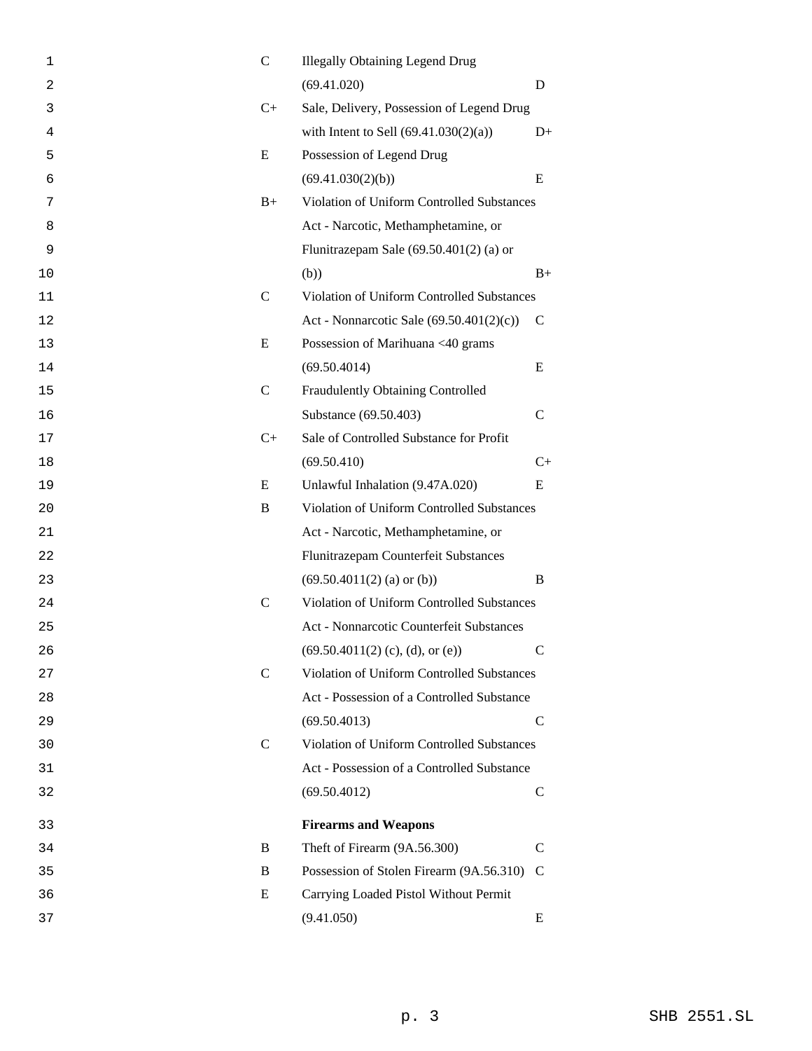| | | |
|---|---|---|
| C | Illegally Obtaining Legend Drug (69.41.020) | D |
| C+ | Sale, Delivery, Possession of Legend Drug with Intent to Sell (69.41.030(2)(a)) | D+ |
| E | Possession of Legend Drug (69.41.030(2)(b)) | E |
| B+ | Violation of Uniform Controlled Substances Act - Narcotic, Methamphetamine, or Flunitrazepam Sale (69.50.401(2) (a) or (b)) | B+ |
| C | Violation of Uniform Controlled Substances Act - Nonnarcotic Sale (69.50.401(2)(c)) | C |
| E | Possession of Marihuana <40 grams (69.50.4014) | E |
| C | Fraudulently Obtaining Controlled Substance (69.50.403) | C |
| C+ | Sale of Controlled Substance for Profit (69.50.410) | C+ |
| E | Unlawful Inhalation (9.47A.020) | E |
| B | Violation of Uniform Controlled Substances Act - Narcotic, Methamphetamine, or Flunitrazepam Counterfeit Substances (69.50.4011(2) (a) or (b)) | B |
| C | Violation of Uniform Controlled Substances Act - Nonnarcotic Counterfeit Substances (69.50.4011(2) (c), (d), or (e)) | C |
| C | Violation of Uniform Controlled Substances Act - Possession of a Controlled Substance (69.50.4013) | C |
| C | Violation of Uniform Controlled Substances Act - Possession of a Controlled Substance (69.50.4012) | C |
| | **Firearms and Weapons** | |
| B | Theft of Firearm (9A.56.300) | C |
| B | Possession of Stolen Firearm (9A.56.310) | C |
| E | Carrying Loaded Pistol Without Permit (9.41.050) | E |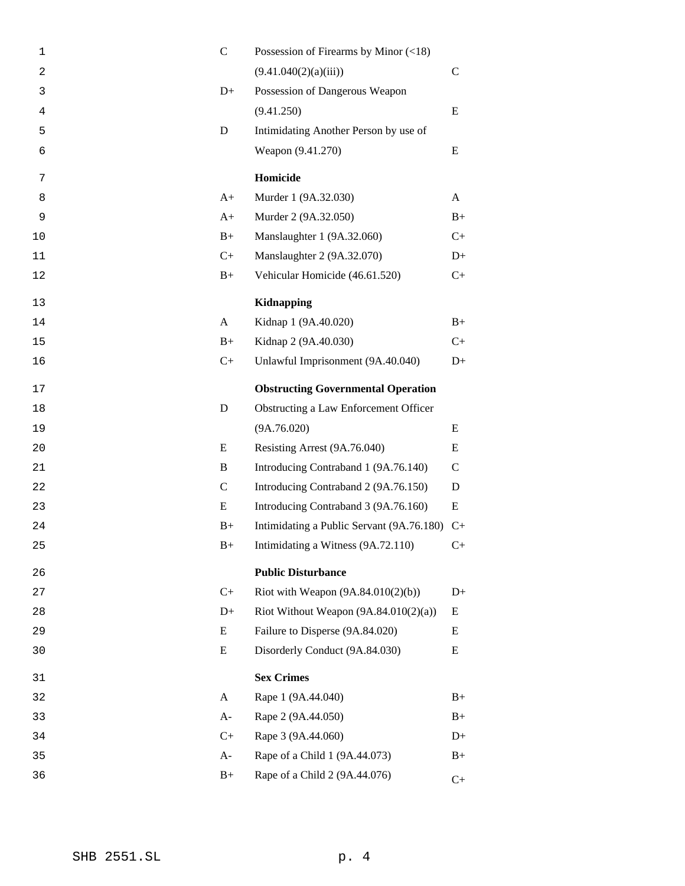| | | |
|---|---|---|
| C | Possession of Firearms by Minor (<18) (9.41.040(2)(a)(iii)) | C |
| D+ | Possession of Dangerous Weapon (9.41.250) | E |
| D | Intimidating Another Person by use of Weapon (9.41.270) | E |
| | **Homicide** | |
| A+ | Murder 1 (9A.32.030) | A |
| A+ | Murder 2 (9A.32.050) | B+ |
| B+ | Manslaughter 1 (9A.32.060) | C+ |
| C+ | Manslaughter 2 (9A.32.070) | D+ |
| B+ | Vehicular Homicide (46.61.520) | C+ |
| | **Kidnapping** | |
| A | Kidnap 1 (9A.40.020) | B+ |
| B+ | Kidnap 2 (9A.40.030) | C+ |
| C+ | Unlawful Imprisonment (9A.40.040) | D+ |
| | **Obstructing Governmental Operation** | |
| D | Obstructing a Law Enforcement Officer (9A.76.020) | E |
| E | Resisting Arrest (9A.76.040) | E |
| B | Introducing Contraband 1 (9A.76.140) | C |
| C | Introducing Contraband 2 (9A.76.150) | D |
| E | Introducing Contraband 3 (9A.76.160) | E |
| B+ | Intimidating a Public Servant (9A.76.180) | C+ |
| B+ | Intimidating a Witness (9A.72.110) | C+ |
| | **Public Disturbance** | |
| C+ | Riot with Weapon (9A.84.010(2)(b)) | D+ |
| D+ | Riot Without Weapon (9A.84.010(2)(a)) | E |
| E | Failure to Disperse (9A.84.020) | E |
| E | Disorderly Conduct (9A.84.030) | E |
| | **Sex Crimes** | |
| A | Rape 1 (9A.44.040) | B+ |
| A- | Rape 2 (9A.44.050) | B+ |
| C+ | Rape 3 (9A.44.060) | D+ |
| A- | Rape of a Child 1 (9A.44.073) | B+ |
| B+ | Rape of a Child 2 (9A.44.076) | C+ |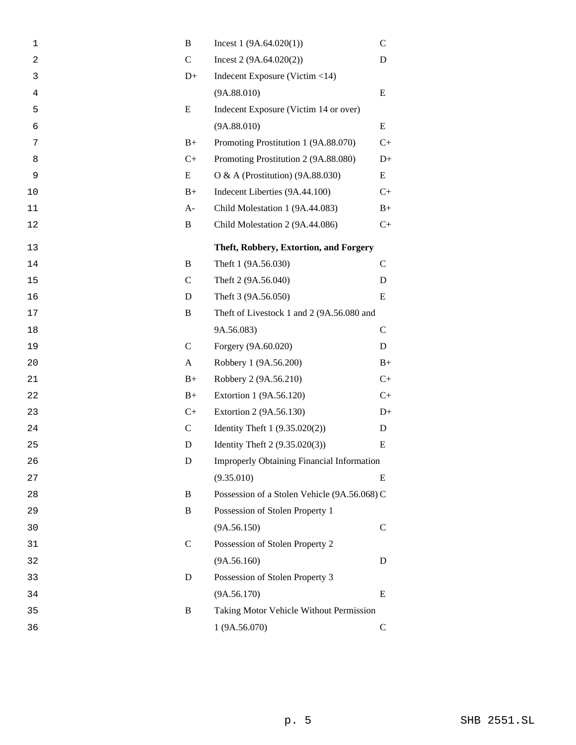| | | |
|---|---|---|
| B | Incest 1 (9A.64.020(1)) | C |
| C | Incest 2 (9A.64.020(2)) | D |
| D+ | Indecent Exposure (Victim <14) (9A.88.010) | E |
| E | Indecent Exposure (Victim 14 or over) (9A.88.010) | E |
| B+ | Promoting Prostitution 1 (9A.88.070) | C+ |
| C+ | Promoting Prostitution 2 (9A.88.080) | D+ |
| E | O & A (Prostitution) (9A.88.030) | E |
| B+ | Indecent Liberties (9A.44.100) | C+ |
| A- | Child Molestation 1 (9A.44.083) | B+ |
| B | Child Molestation 2 (9A.44.086) | C+ |
| | **Theft, Robbery, Extortion, and Forgery** | |
| B | Theft 1 (9A.56.030) | C |
| C | Theft 2 (9A.56.040) | D |
| D | Theft 3 (9A.56.050) | E |
| B | Theft of Livestock 1 and 2 (9A.56.080 and 9A.56.083) | C |
| C | Forgery (9A.60.020) | D |
| A | Robbery 1 (9A.56.200) | B+ |
| B+ | Robbery 2 (9A.56.210) | C+ |
| B+ | Extortion 1 (9A.56.120) | C+ |
| C+ | Extortion 2 (9A.56.130) | D+ |
| C | Identity Theft 1 (9.35.020(2)) | D |
| D | Identity Theft 2 (9.35.020(3)) | E |
| D | Improperly Obtaining Financial Information (9.35.010) | E |
| B | Possession of a Stolen Vehicle (9A.56.068) | C |
| B | Possession of Stolen Property 1 (9A.56.150) | C |
| C | Possession of Stolen Property 2 (9A.56.160) | D |
| D | Possession of Stolen Property 3 (9A.56.170) | E |
| B | Taking Motor Vehicle Without Permission 1 (9A.56.070) | C |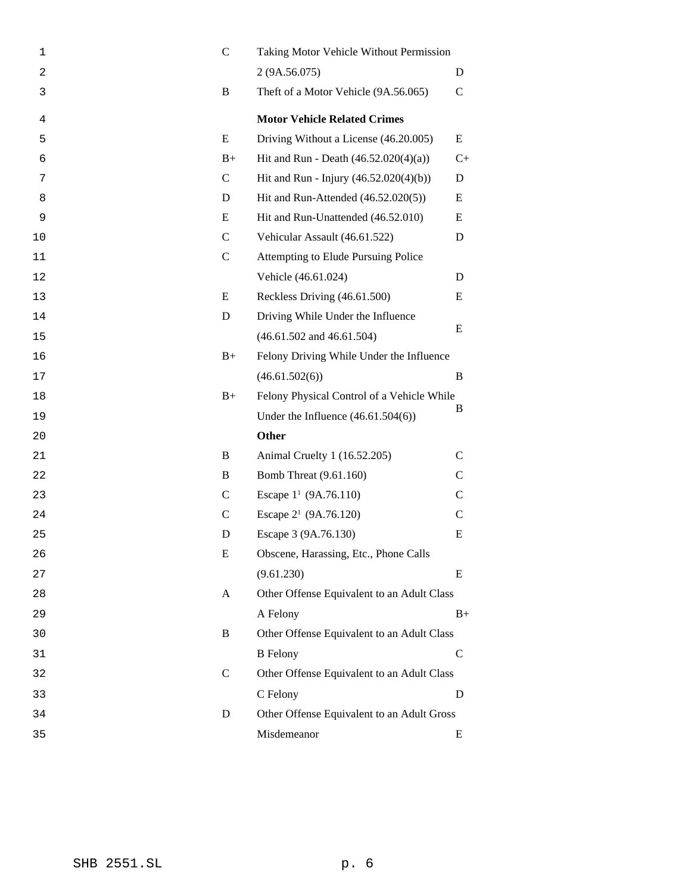| | | |
|---|---|---|
| C | Taking Motor Vehicle Without Permission 2 (9A.56.075) | D |
| B | Theft of a Motor Vehicle (9A.56.065) | C |
| | **Motor Vehicle Related Crimes** | |
| E | Driving Without a License (46.20.005) | E |
| B+ | Hit and Run - Death (46.52.020(4)(a)) | C+ |
| C | Hit and Run - Injury (46.52.020(4)(b)) | D |
| D | Hit and Run-Attended (46.52.020(5)) | E |
| E | Hit and Run-Unattended (46.52.010) | E |
| C | Vehicular Assault (46.61.522) | D |
| C | Attempting to Elude Pursuing Police Vehicle (46.61.024) | D |
| E | Reckless Driving (46.61.500) | E |
| D | Driving While Under the Influence (46.61.502 and 46.61.504) | E |
| B+ | Felony Driving While Under the Influence (46.61.502(6)) | B |
| B+ | Felony Physical Control of a Vehicle While Under the Influence (46.61.504(6)) | B |
| | **Other** | |
| B | Animal Cruelty 1 (16.52.205) | C |
| B | Bomb Threat (9.61.160) | C |
| C | Escape 1[1] (9A.76.110) | C |
| C | Escape 2[1] (9A.76.120) | C |
| D | Escape 3 (9A.76.130) | E |
| E | Obscene, Harassing, Etc., Phone Calls (9.61.230) | E |
| A | Other Offense Equivalent to an Adult Class A Felony | B+ |
| B | Other Offense Equivalent to an Adult Class B Felony | C |
| C | Other Offense Equivalent to an Adult Class C Felony | D |
| D | Other Offense Equivalent to an Adult Gross Misdemeanor | E |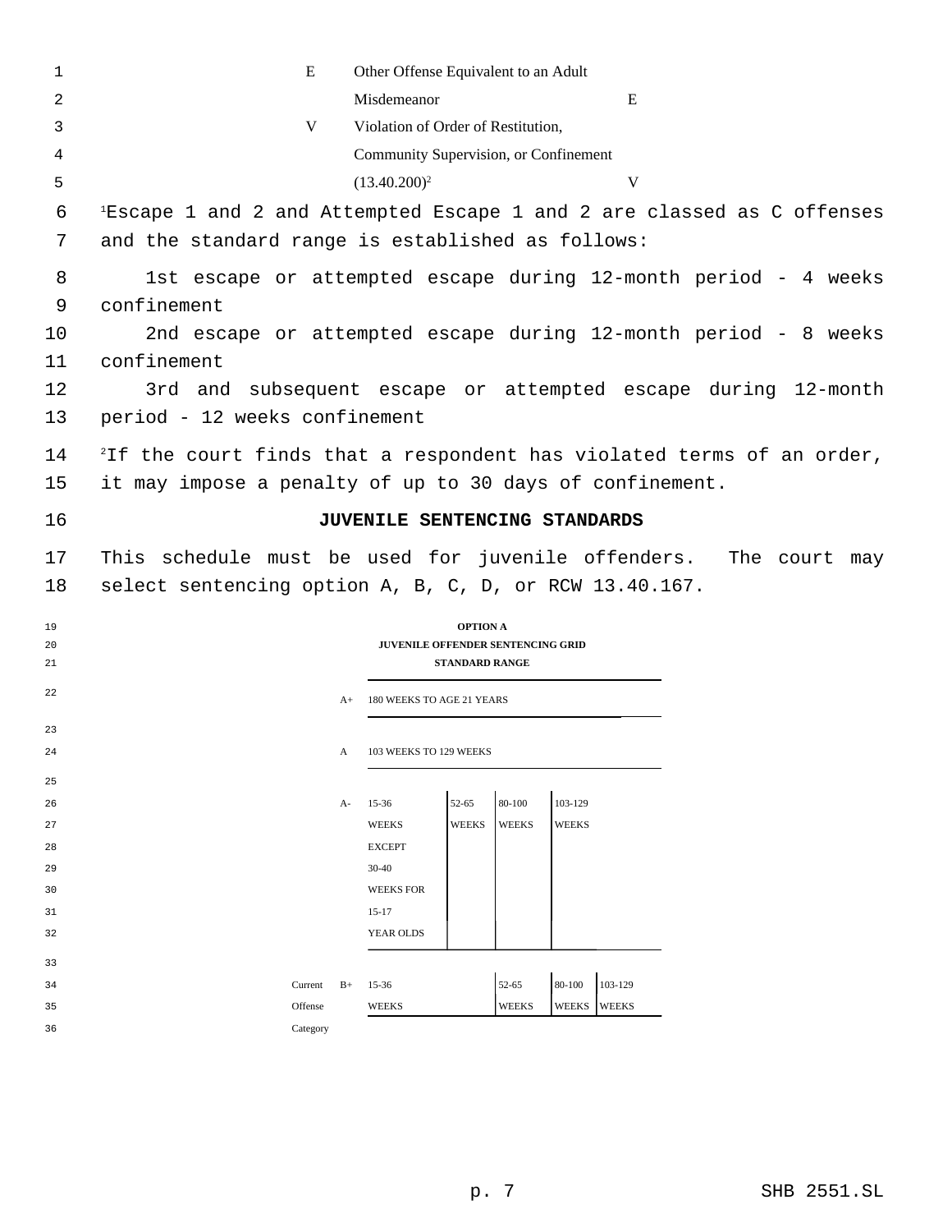| | | |
|---|---|---|
| E | Other Offense Equivalent to an Adult Misdemeanor | E |
| V | Violation of Order of Restitution, Community Supervision, or Confinement (13.40.200)[2] | V |

[1]Escape 1 and 2 and Attempted Escape 1 and 2 are classed as C offenses and the standard range is established as follows:

1st escape or attempted escape during 12-month period - 4 weeks confinement

2nd escape or attempted escape during 12-month period - 8 weeks confinement

3rd and subsequent escape or attempted escape during 12-month period - 12 weeks confinement

[2]If the court finds that a respondent has violated terms of an order, it may impose a penalty of up to 30 days of confinement.

## JUVENILE SENTENCING STANDARDS

This schedule must be used for juvenile offenders. The court may select sentencing option A, B, C, D, or RCW 13.40.167.

**OPTION A**

**JUVENILE OFFENDER SENTENCING GRID**

**STANDARD RANGE**

| Current Offense Category | | | | | | |
|---|---|---|---|---|---|---|
| A+ | 180 WEEKS TO AGE 21 YEARS | | | | | |
| A | 103 WEEKS TO 129 WEEKS | | | | | |
| A- | 15-36 WEEKS EXCEPT 30-40 WEEKS FOR 15-17 YEAR OLDS | | 52-65 WEEKS | 80-100 WEEKS | 103-129 WEEKS | |
| B+ | 15-36 WEEKS | | | 52-65 WEEKS | 80-100 WEEKS | 103-129 WEEKS |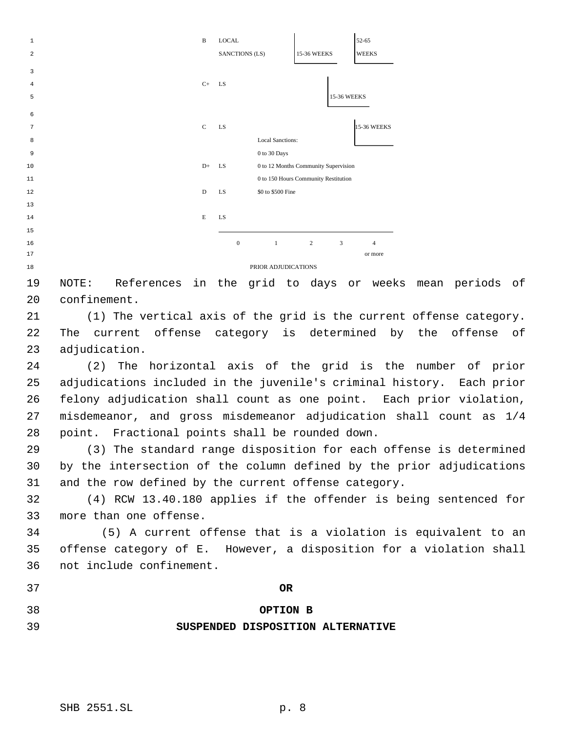| | 0 | 1 | 2 | 3 | 4 or more |
|---|---|---|---|---|---|
| B | LOCAL SANCTIONS (LS) | | 15-36 WEEKS | | 52-65 WEEKS |
| C+ | LS | | | 15-36 WEEKS | |
| C | LS | | | | 15-36 WEEKS |
| D+ | LS | | | | |
| D | LS | | | | |
| E | LS | | | | |

PRIOR ADJUDICATIONS

Local Sanctions:
0 to 30 Days
0 to 12 Months Community Supervision
0 to 150 Hours Community Restitution
$0 to $500 Fine

NOTE: References in the grid to days or weeks mean periods of confinement.

(1) The vertical axis of the grid is the current offense category. The current offense category is determined by the offense of adjudication.

(2) The horizontal axis of the grid is the number of prior adjudications included in the juvenile's criminal history. Each prior felony adjudication shall count as one point. Each prior violation, misdemeanor, and gross misdemeanor adjudication shall count as 1/4 point. Fractional points shall be rounded down.

(3) The standard range disposition for each offense is determined by the intersection of the column defined by the prior adjudications and the row defined by the current offense category.

(4) RCW 13.40.180 applies if the offender is being sentenced for more than one offense.

(5) A current offense that is a violation is equivalent to an offense category of E. However, a disposition for a violation shall not include confinement.

**OR**

**OPTION B**

**SUSPENDED DISPOSITION ALTERNATIVE**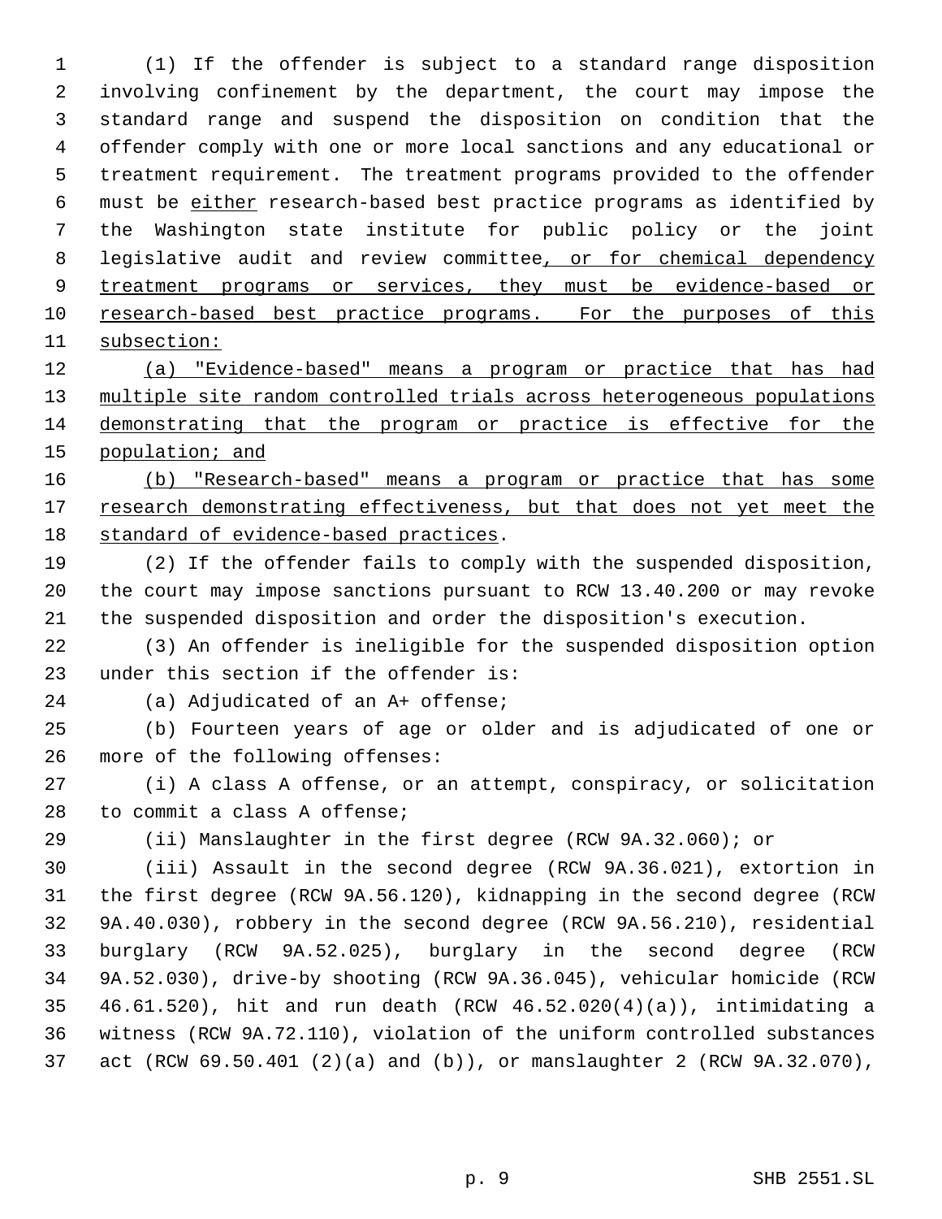(1) If the offender is subject to a standard range disposition involving confinement by the department, the court may impose the standard range and suspend the disposition on condition that the offender comply with one or more local sanctions and any educational or treatment requirement. The treatment programs provided to the offender must be <u>either</u> research-based best practice programs as identified by the Washington state institute for public policy or the joint legislative audit and review committee<u>, or for chemical dependency treatment programs or services, they must be evidence-based or research-based best practice programs. For the purposes of this subsection:</u>

<u>(a) "Evidence-based" means a program or practice that has had multiple site random controlled trials across heterogeneous populations demonstrating that the program or practice is effective for the population; and</u>

<u>(b) "Research-based" means a program or practice that has some research demonstrating effectiveness, but that does not yet meet the standard of evidence-based practices</u>.

(2) If the offender fails to comply with the suspended disposition, the court may impose sanctions pursuant to RCW 13.40.200 or may revoke the suspended disposition and order the disposition's execution.

(3) An offender is ineligible for the suspended disposition option under this section if the offender is:

(a) Adjudicated of an A+ offense;

(b) Fourteen years of age or older and is adjudicated of one or more of the following offenses:

(i) A class A offense, or an attempt, conspiracy, or solicitation to commit a class A offense;

(ii) Manslaughter in the first degree (RCW 9A.32.060); or

(iii) Assault in the second degree (RCW 9A.36.021), extortion in the first degree (RCW 9A.56.120), kidnapping in the second degree (RCW 9A.40.030), robbery in the second degree (RCW 9A.56.210), residential burglary (RCW 9A.52.025), burglary in the second degree (RCW 9A.52.030), drive-by shooting (RCW 9A.36.045), vehicular homicide (RCW 46.61.520), hit and run death (RCW 46.52.020(4)(a)), intimidating a witness (RCW 9A.72.110), violation of the uniform controlled substances act (RCW 69.50.401 (2)(a) and (b)), or manslaughter 2 (RCW 9A.32.070),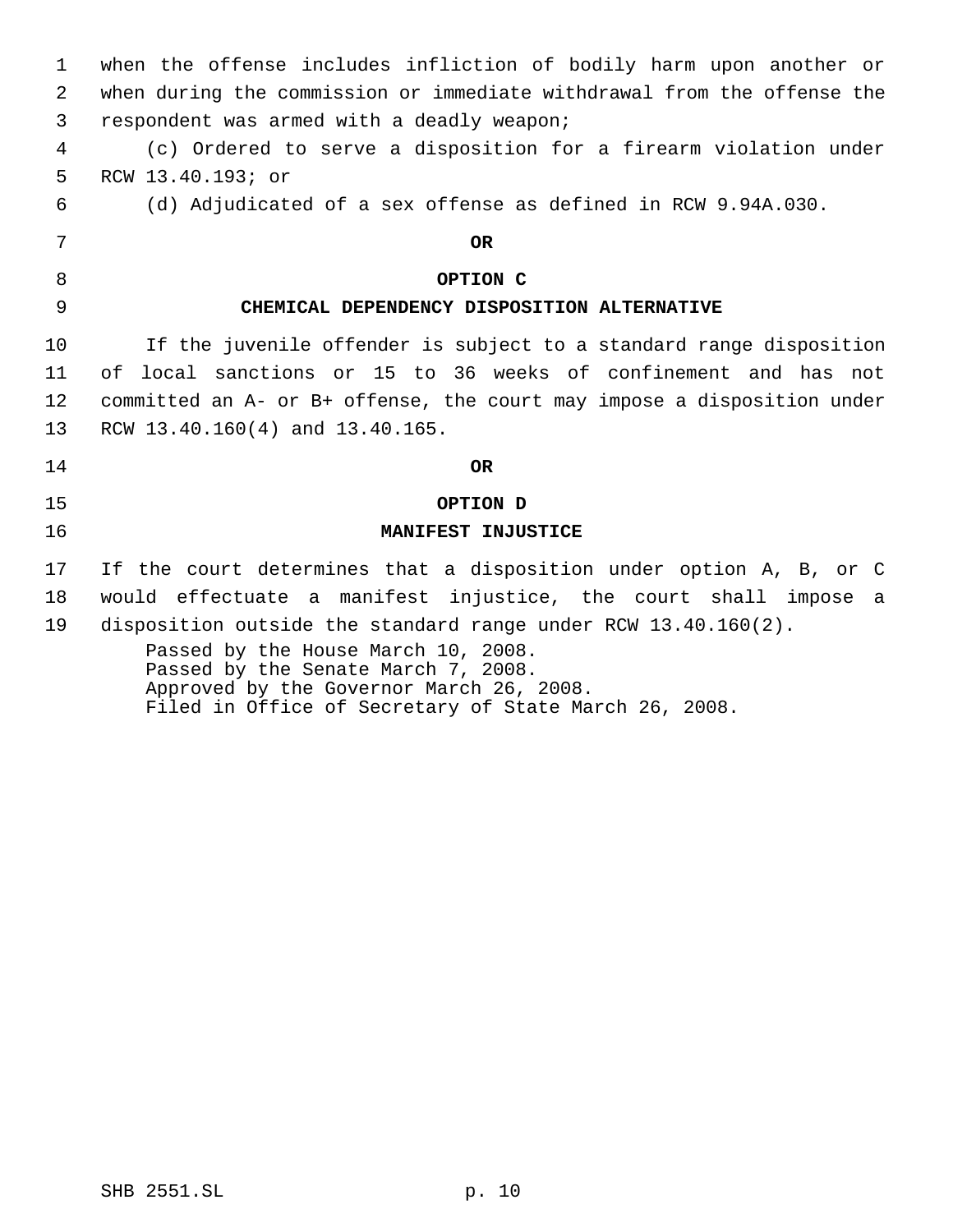when the offense includes infliction of bodily harm upon another or when during the commission or immediate withdrawal from the offense the respondent was armed with a deadly weapon;

(c) Ordered to serve a disposition for a firearm violation under RCW 13.40.193; or

(d) Adjudicated of a sex offense as defined in RCW 9.94A.030.

**OR**

**OPTION C**
**CHEMICAL DEPENDENCY DISPOSITION ALTERNATIVE**

If the juvenile offender is subject to a standard range disposition of local sanctions or 15 to 36 weeks of confinement and has not committed an A- or B+ offense, the court may impose a disposition under RCW 13.40.160(4) and 13.40.165.

**OR**

**OPTION D**
**MANIFEST INJUSTICE**

If the court determines that a disposition under option A, B, or C would effectuate a manifest injustice, the court shall impose a disposition outside the standard range under RCW 13.40.160(2).

Passed by the House March 10, 2008.
Passed by the Senate March 7, 2008.
Approved by the Governor March 26, 2008.
Filed in Office of Secretary of State March 26, 2008.